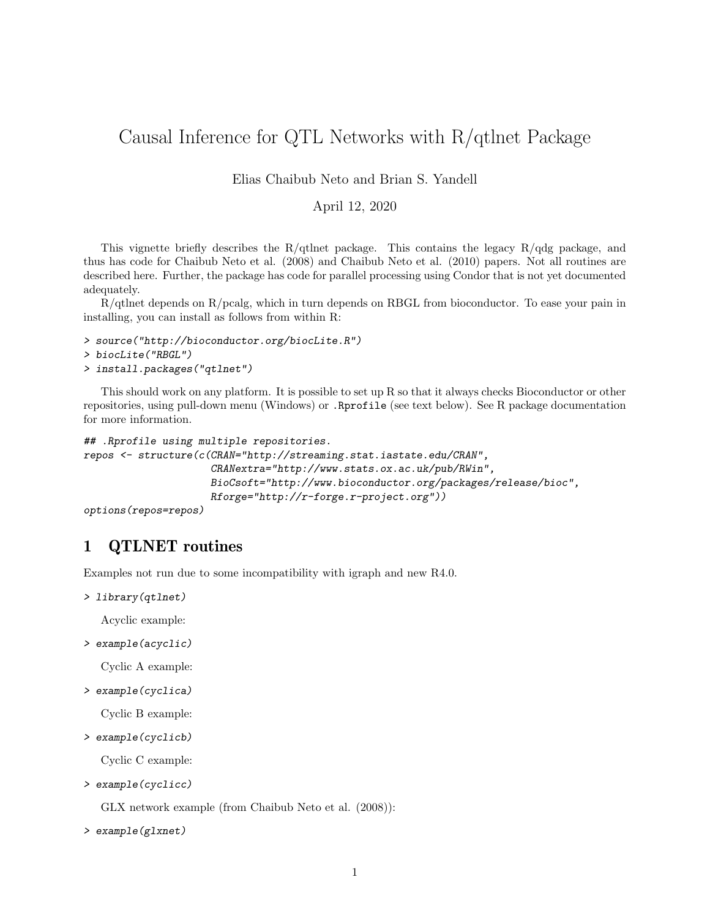# Causal Inference for QTL Networks with R/qtlnet Package

Elias Chaibub Neto and Brian S. Yandell

April 12, 2020

This vignette briefly describes the R/qtlnet package. This contains the legacy R/qdg package, and thus has code for Chaibub Neto et al. (2008) and Chaibub Neto et al. (2010) papers. Not all routines are described here. Further, the package has code for parallel processing using Condor that is not yet documented adequately.

R/qtlnet depends on R/pcalg, which in turn depends on RBGL from bioconductor. To ease your pain in installing, you can install as follows from within R:

```
> source("http://bioconductor.org/biocLite.R")
> biocLite("RBGL")
> install.packages("qtlnet")
```

This should work on any platform. It is possible to set up R so that it always checks Bioconductor or other repositories, using pull-down menu (Windows) or `.Rprofile` (see text below). See R package documentation for more information.

```
## .Rprofile using multiple repositories.
repos <- structure(c(CRAN="http://streaming.stat.iastate.edu/CRAN",
                     CRANextra="http://www.stats.ox.ac.uk/pub/RWin",
                     BioCsoft="http://www.bioconductor.org/packages/release/bioc",
                     Rforge="http://r-forge.r-project.org"))
options(repos=repos)
```

## 1 QTLNET routines

Examples not run due to some incompatibility with igraph and new R4.0.

```
> library(qtlnet)
```

Acyclic example:

```
> example(acyclic)
```

Cyclic A example:

```
> example(cyclica)
```

Cyclic B example:

```
> example(cyclicb)
```

Cyclic C example:

```
> example(cyclicc)
```

GLX network example (from Chaibub Neto et al. (2008)):

```
> example(glxnet)
```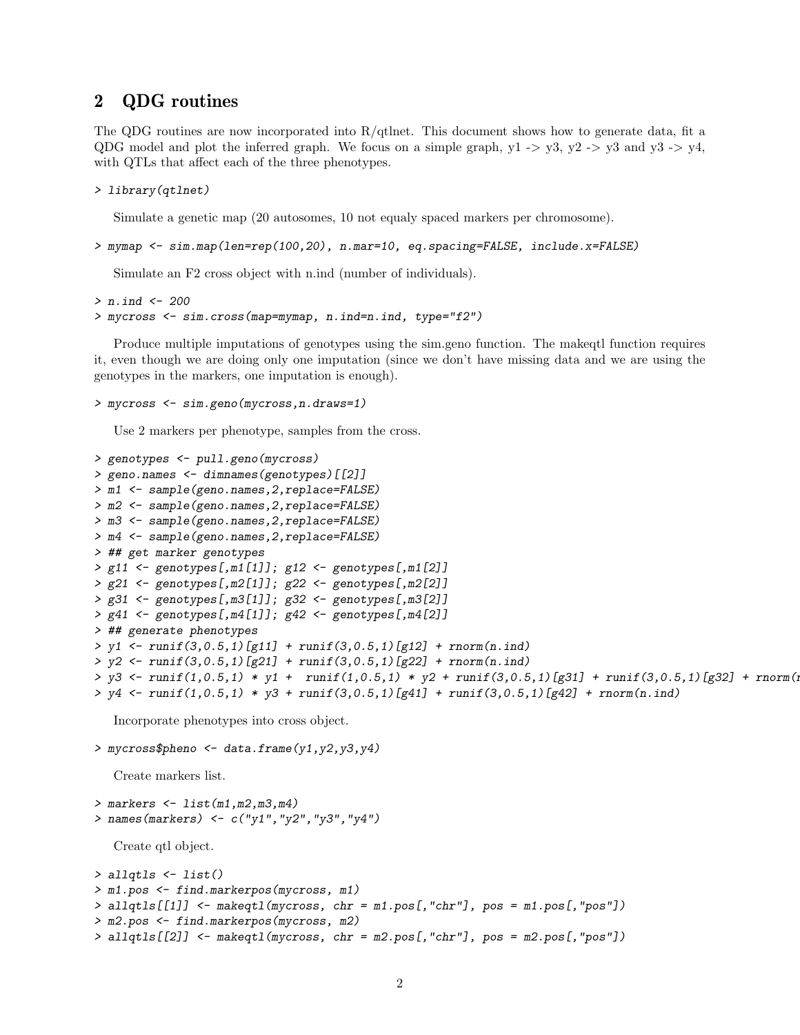## 2 QDG routines

The QDG routines are now incorporated into R/qtlnet. This document shows how to generate data, fit a QDG model and plot the inferred graph. We focus on a simple graph, y1 -> y3, y2 -> y3 and y3 -> y4, with QTLs that affect each of the three phenotypes.

```
> library(qtlnet)
```

Simulate a genetic map (20 autosomes, 10 not equaly spaced markers per chromosome).

```
> mymap <- sim.map(len=rep(100,20), n.mar=10, eq.spacing=FALSE, include.x=FALSE)
```

Simulate an F2 cross object with n.ind (number of individuals).

```
> n.ind <- 200
> mycross <- sim.cross(map=mymap, n.ind=n.ind, type="f2")
```

Produce multiple imputations of genotypes using the sim.geno function. The makeqtl function requires it, even though we are doing only one imputation (since we don't have missing data and we are using the genotypes in the markers, one imputation is enough).

```
> mycross <- sim.geno(mycross,n.draws=1)
```

Use 2 markers per phenotype, samples from the cross.

```
> genotypes <- pull.geno(mycross)
> geno.names <- dimnames(genotypes)[[2]]
> m1 <- sample(geno.names,2,replace=FALSE)
> m2 <- sample(geno.names,2,replace=FALSE)
> m3 <- sample(geno.names,2,replace=FALSE)
> m4 <- sample(geno.names,2,replace=FALSE)
> ## get marker genotypes
> g11 <- genotypes[,m1[1]]; g12 <- genotypes[,m1[2]]
> g21 <- genotypes[,m2[1]]; g22 <- genotypes[,m2[2]]
> g31 <- genotypes[,m3[1]]; g32 <- genotypes[,m3[2]]
> g41 <- genotypes[,m4[1]]; g42 <- genotypes[,m4[2]]
> ## generate phenotypes
> y1 <- runif(3,0.5,1)[g11] + runif(3,0.5,1)[g12] + rnorm(n.ind)
> y2 <- runif(3,0.5,1)[g21] + runif(3,0.5,1)[g22] + rnorm(n.ind)
> y3 <- runif(1,0.5,1) * y1 +  runif(1,0.5,1) * y2 + runif(3,0.5,1)[g31] + runif(3,0.5,1)[g32] + rnorm(n
> y4 <- runif(1,0.5,1) * y3 + runif(3,0.5,1)[g41] + runif(3,0.5,1)[g42] + rnorm(n.ind)
```

Incorporate phenotypes into cross object.

```
> mycross$pheno <- data.frame(y1,y2,y3,y4)
```

Create markers list.

```
> markers <- list(m1,m2,m3,m4)
> names(markers) <- c("y1","y2","y3","y4")
```

Create qtl object.

```
> allqtls <- list()
> m1.pos <- find.markerpos(mycross, m1)
> allqtls[[1]] <- makeqtl(mycross, chr = m1.pos[,"chr"], pos = m1.pos[,"pos"])
> m2.pos <- find.markerpos(mycross, m2)
> allqtls[[2]] <- makeqtl(mycross, chr = m2.pos[,"chr"], pos = m2.pos[,"pos"])
```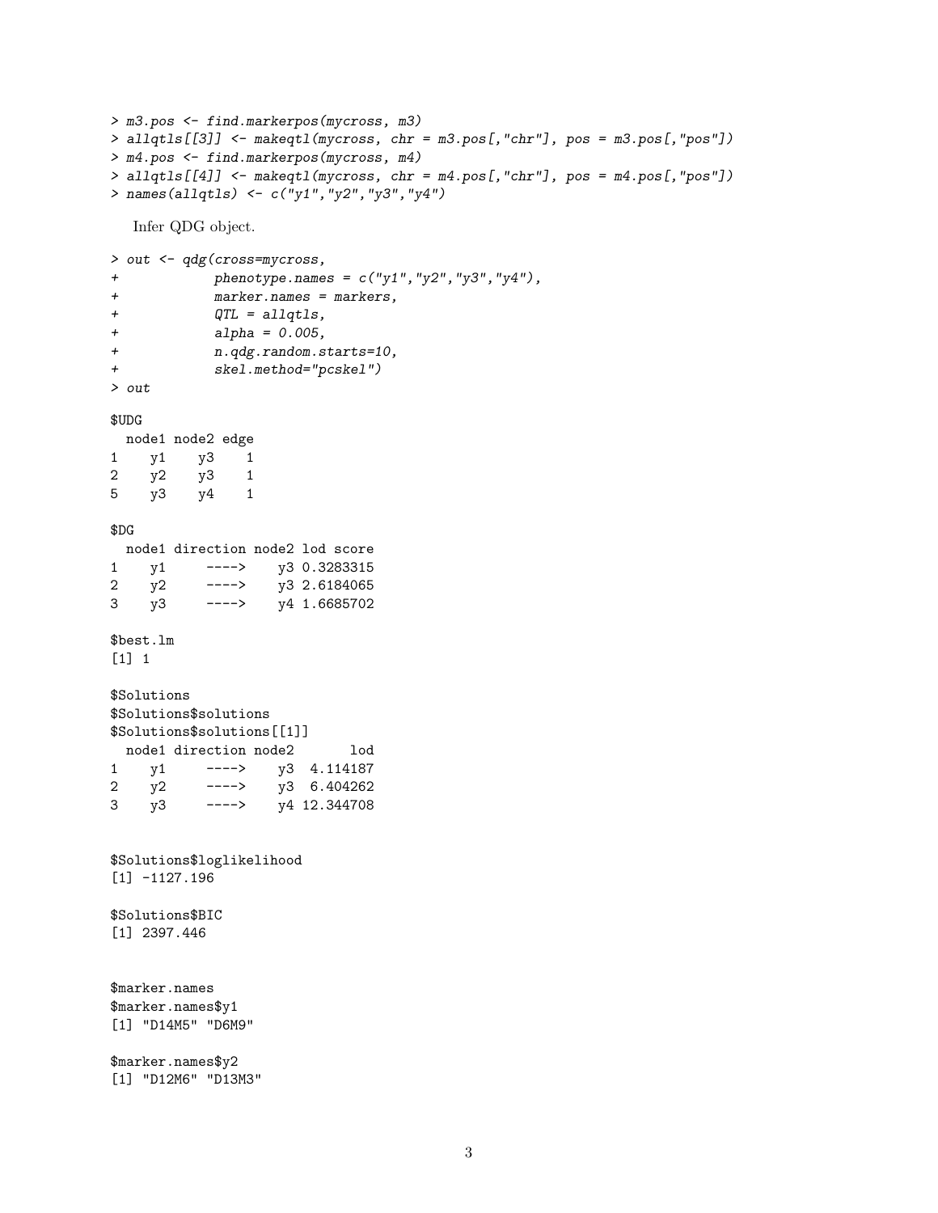```
> m3.pos <- find.markerpos(mycross, m3)
> allqtls[[3]] <- makeqtl(mycross, chr = m3.pos[,"chr"], pos = m3.pos[,"pos"])
> m4.pos <- find.markerpos(mycross, m4)
> allqtls[[4]] <- makeqtl(mycross, chr = m4.pos[,"chr"], pos = m4.pos[,"pos"])
> names(allqtls) <- c("y1","y2","y3","y4")
```

Infer QDG object.

```
> out <- qdg(cross=mycross,
+            phenotype.names = c("y1","y2","y3","y4"),
+            marker.names = markers,
+            QTL = allqtls,
+            alpha = 0.005,
+            n.qdg.random.starts=10,
+            skel.method="pcskel")
> out

$UDG
  node1 node2 edge
1    y1    y3    1
2    y2    y3    1
5    y3    y4    1

$DG
  node1 direction node2 lod score
1    y1     ---->    y3 0.3283315
2    y2     ---->    y3 2.6184065
3    y3     ---->    y4 1.6685702

$best.lm
[1] 1

$Solutions
$Solutions$solutions
$Solutions$solutions[[1]]
  node1 direction node2       lod
1    y1     ---->    y3  4.114187
2    y2     ---->    y3  6.404262
3    y3     ---->    y4 12.344708


$Solutions$loglikelihood
[1] -1127.196

$Solutions$BIC
[1] 2397.446


$marker.names
$marker.names$y1
[1] "D14M5" "D6M9"

$marker.names$y2
[1] "D12M6" "D13M3"
```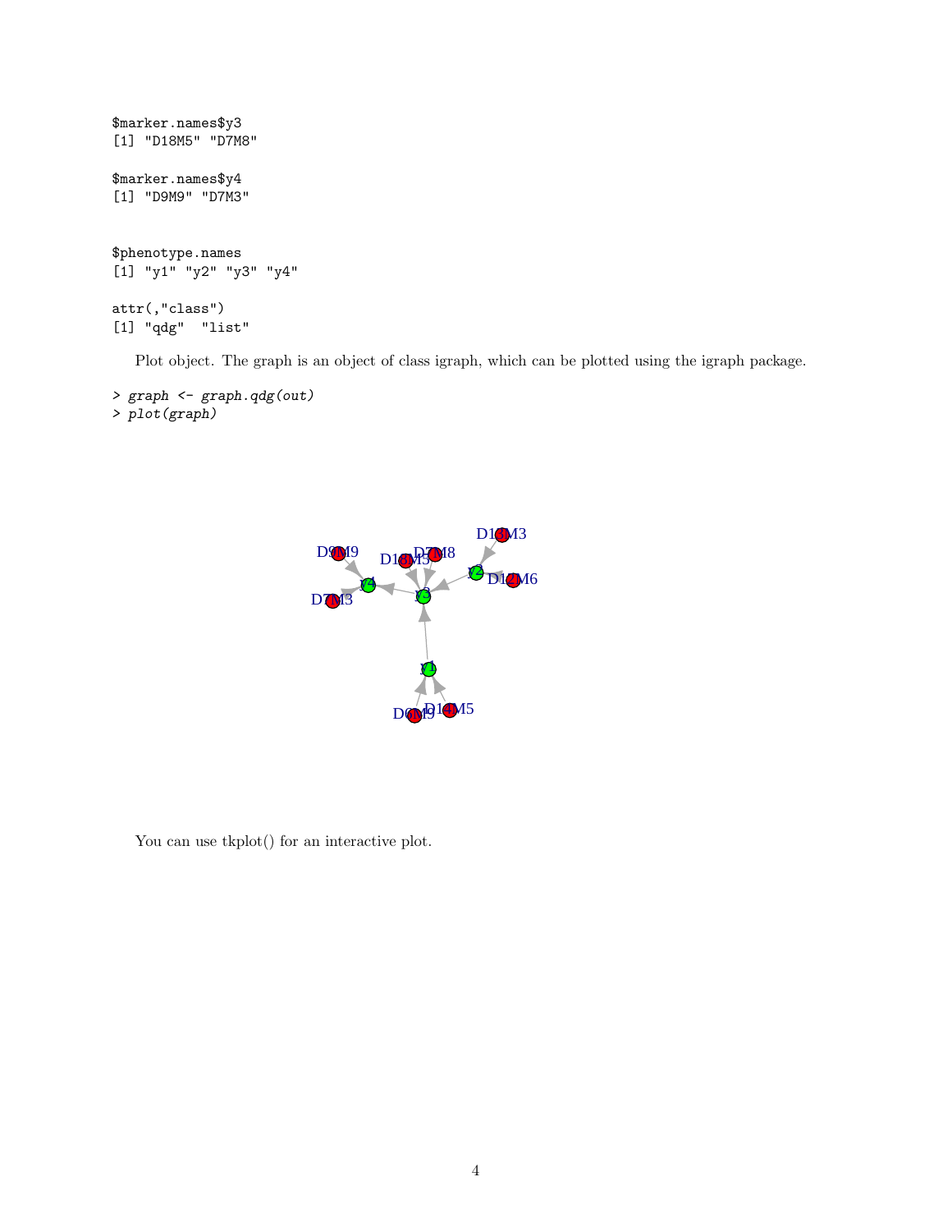```
$marker.names$y3
[1] "D18M5" "D7M8"

$marker.names$y4
[1] "D9M9" "D7M3"


$phenotype.names
[1] "y1" "y2" "y3" "y4"

attr(,"class")
[1] "qdg"  "list"
```

Plot object. The graph is an object of class igraph, which can be plotted using the igraph package.

```
> graph <- graph.qdg(out)
> plot(graph)
```

D9M9
D7M3
y4
D18M5
D7M8
y3
D13M3
y2
D12M6
y1
D6M9
D14M5

You can use tkplot() for an interactive plot.